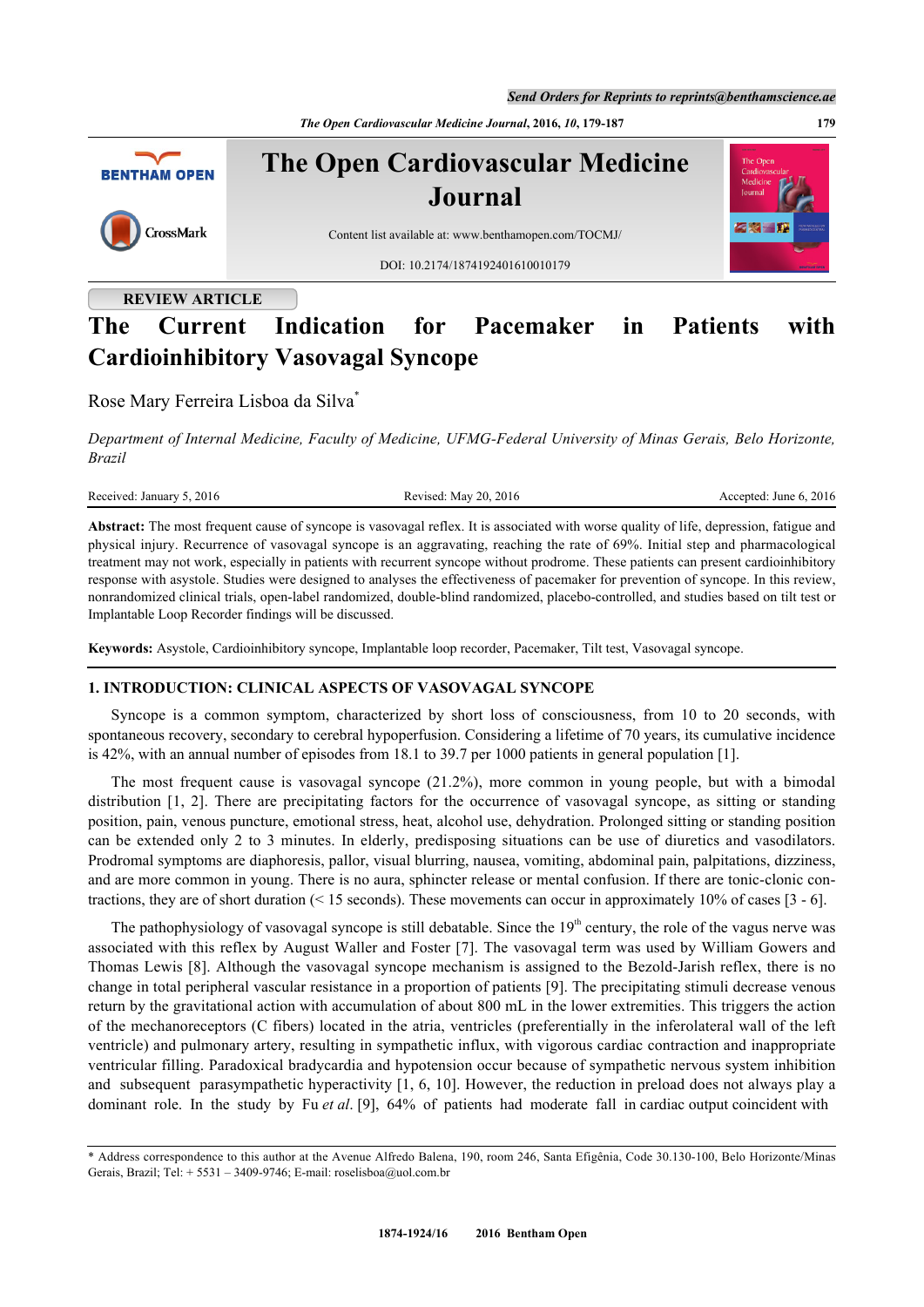REVIEW ARTICLE

# The Current Indication for Pacemaker in Patients with Cardioinhibitory Vasovagal Syncope

Rose Mary Ferreira Lisboa da Silva*

*Department of Internal Medicine, Faculty of Medicine, UFMG-Federal University of Minas Gerais, Belo Horizonte, Brazil*

Received: January 5, 2016 Revised: May 20, 2016 Accepted: June 6, 2016

**Abstract:** The most frequent cause of syncope is vasovagal reflex. It is associated with worse quality of life, depression, fatigue and physical injury. Recurrence of vasovagal syncope is an aggravating, reaching the rate of 69%. Initial step and pharmacological treatment may not work, especially in patients with recurrent syncope without prodrome. These patients can present cardioinhibitory response with asystole. Studies were designed to analyses the effectiveness of pacemaker for prevention of syncope. In this review, nonrandomized clinical trials, open-label randomized, double-blind randomized, placebo-controlled, and studies based on tilt test or Implantable Loop Recorder findings will be discussed.

**Keywords:** Asystole, Cardioinhibitory syncope, Implantable loop recorder, Pacemaker, Tilt test, Vasovagal syncope.

## 1. INTRODUCTION: CLINICAL ASPECTS OF VASOVAGAL SYNCOPE

Syncope is a common symptom, characterized by short loss of consciousness, from 10 to 20 seconds, with spontaneous recovery, secondary to cerebral hypoperfusion. Considering a lifetime of 70 years, its cumulative incidence is 42%, with an annual number of episodes from 18.1 to 39.7 per 1000 patients in general population [1].

The most frequent cause is vasovagal syncope (21.2%), more common in young people, but with a bimodal distribution [1, 2]. There are precipitating factors for the occurrence of vasovagal syncope, as sitting or standing position, pain, venous puncture, emotional stress, heat, alcohol use, dehydration. Prolonged sitting or standing position can be extended only 2 to 3 minutes. In elderly, predisposing situations can be use of diuretics and vasodilators. Prodromal symptoms are diaphoresis, pallor, visual blurring, nausea, vomiting, abdominal pain, palpitations, dizziness, and are more common in young. There is no aura, sphincter release or mental confusion. If there are tonic-clonic contractions, they are of short duration (< 15 seconds). These movements can occur in approximately 10% of cases [3 - 6].

The pathophysiology of vasovagal syncope is still debatable. Since the 19th century, the role of the vagus nerve was associated with this reflex by August Waller and Foster [7]. The vasovagal term was used by William Gowers and Thomas Lewis [8]. Although the vasovagal syncope mechanism is assigned to the Bezold-Jarish reflex, there is no change in total peripheral vascular resistance in a proportion of patients [9]. The precipitating stimuli decrease venous return by the gravitational action with accumulation of about 800 mL in the lower extremities. This triggers the action of the mechanoreceptors (C fibers) located in the atria, ventricles (preferentially in the inferolateral wall of the left ventricle) and pulmonary artery, resulting in sympathetic influx, with vigorous cardiac contraction and inappropriate ventricular filling. Paradoxical bradycardia and hypotension occur because of sympathetic nervous system inhibition and subsequent parasympathetic hyperactivity [1, 6, 10]. However, the reduction in preload does not always play a dominant role. In the study by Fu *et al*. [9], 64% of patients had moderate fall in cardiac output coincident with

\* Address correspondence to this author at the Avenue Alfredo Balena, 190, room 246, Santa Efigênia, Code 30.130-100, Belo Horizonte/Minas Gerais, Brazil; Tel: + 5531 – 3409-9746; E-mail: roselisboa@uol.com.br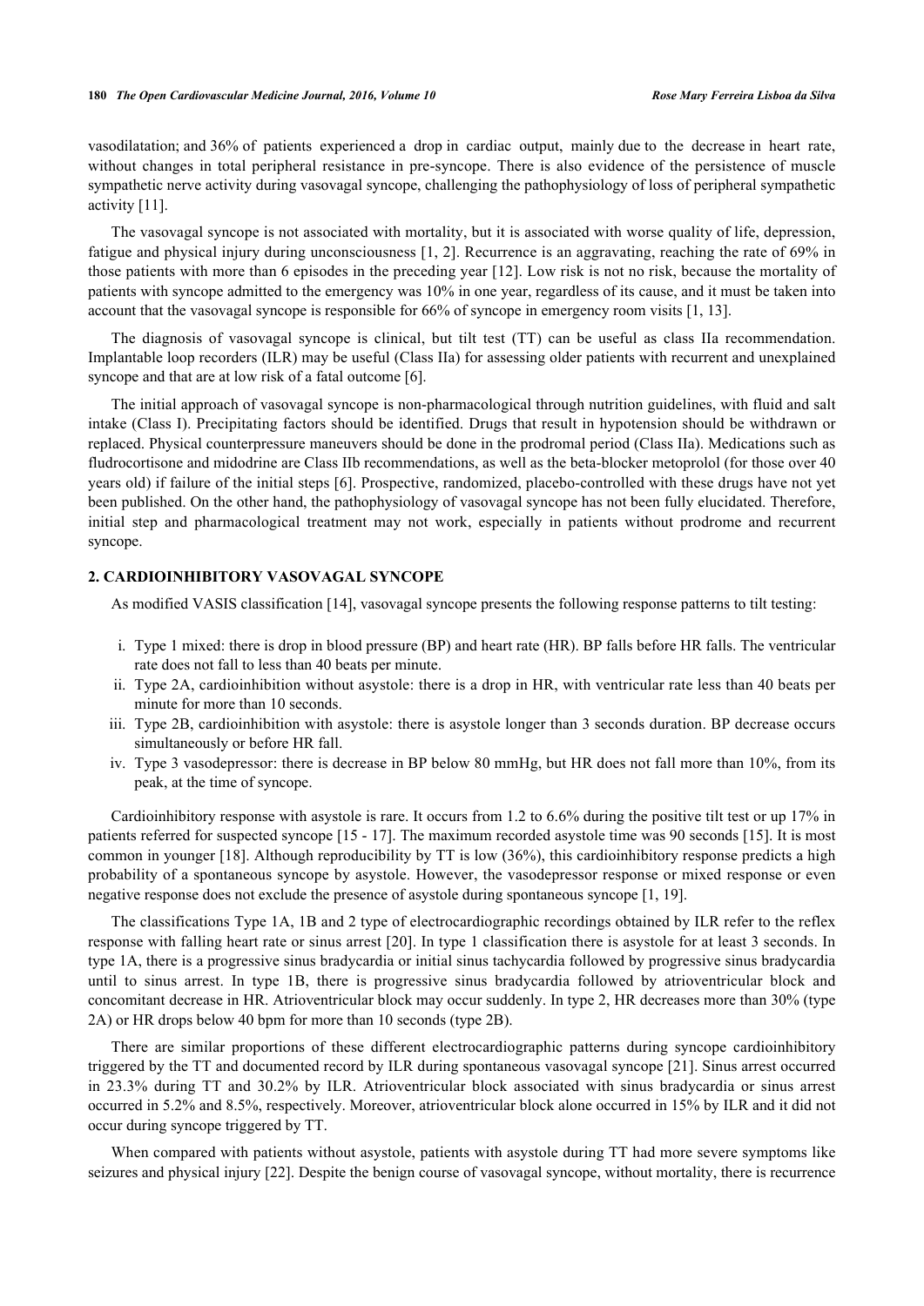vasodilatation; and 36% of patients experienced a drop in cardiac output, mainly due to the decrease in heart rate, without changes in total peripheral resistance in pre-syncope. There is also evidence of the persistence of muscle sympathetic nerve activity during vasovagal syncope, challenging the pathophysiology of loss of peripheral sympathetic activity [11].

The vasovagal syncope is not associated with mortality, but it is associated with worse quality of life, depression, fatigue and physical injury during unconsciousness [1, 2]. Recurrence is an aggravating, reaching the rate of 69% in those patients with more than 6 episodes in the preceding year [12]. Low risk is not no risk, because the mortality of patients with syncope admitted to the emergency was 10% in one year, regardless of its cause, and it must be taken into account that the vasovagal syncope is responsible for 66% of syncope in emergency room visits [1, 13].

The diagnosis of vasovagal syncope is clinical, but tilt test (TT) can be useful as class IIa recommendation. Implantable loop recorders (ILR) may be useful (Class IIa) for assessing older patients with recurrent and unexplained syncope and that are at low risk of a fatal outcome [6].

The initial approach of vasovagal syncope is non-pharmacological through nutrition guidelines, with fluid and salt intake (Class I). Precipitating factors should be identified. Drugs that result in hypotension should be withdrawn or replaced. Physical counterpressure maneuvers should be done in the prodromal period (Class IIa). Medications such as fludrocortisone and midodrine are Class IIb recommendations, as well as the beta-blocker metoprolol (for those over 40 years old) if failure of the initial steps [6]. Prospective, randomized, placebo-controlled with these drugs have not yet been published. On the other hand, the pathophysiology of vasovagal syncope has not been fully elucidated. Therefore, initial step and pharmacological treatment may not work, especially in patients without prodrome and recurrent syncope.

## 2. CARDIOINHIBITORY VASOVAGAL SYNCOPE

As modified VASIS classification [14], vasovagal syncope presents the following response patterns to tilt testing:

i. Type 1 mixed: there is drop in blood pressure (BP) and heart rate (HR). BP falls before HR falls. The ventricular rate does not fall to less than 40 beats per minute.
ii. Type 2A, cardioinhibition without asystole: there is a drop in HR, with ventricular rate less than 40 beats per minute for more than 10 seconds.
iii. Type 2B, cardioinhibition with asystole: there is asystole longer than 3 seconds duration. BP decrease occurs simultaneously or before HR fall.
iv. Type 3 vasodepressor: there is decrease in BP below 80 mmHg, but HR does not fall more than 10%, from its peak, at the time of syncope.

Cardioinhibitory response with asystole is rare. It occurs from 1.2 to 6.6% during the positive tilt test or up 17% in patients referred for suspected syncope [15 - 17]. The maximum recorded asystole time was 90 seconds [15]. It is most common in younger [18]. Although reproducibility by TT is low (36%), this cardioinhibitory response predicts a high probability of a spontaneous syncope by asystole. However, the vasodepressor response or mixed response or even negative response does not exclude the presence of asystole during spontaneous syncope [1, 19].

The classifications Type 1A, 1B and 2 type of electrocardiographic recordings obtained by ILR refer to the reflex response with falling heart rate or sinus arrest [20]. In type 1 classification there is asystole for at least 3 seconds. In type 1A, there is a progressive sinus bradycardia or initial sinus tachycardia followed by progressive sinus bradycardia until to sinus arrest. In type 1B, there is progressive sinus bradycardia followed by atrioventricular block and concomitant decrease in HR. Atrioventricular block may occur suddenly. In type 2, HR decreases more than 30% (type 2A) or HR drops below 40 bpm for more than 10 seconds (type 2B).

There are similar proportions of these different electrocardiographic patterns during syncope cardioinhibitory triggered by the TT and documented record by ILR during spontaneous vasovagal syncope [21]. Sinus arrest occurred in 23.3% during TT and 30.2% by ILR. Atrioventricular block associated with sinus bradycardia or sinus arrest occurred in 5.2% and 8.5%, respectively. Moreover, atrioventricular block alone occurred in 15% by ILR and it did not occur during syncope triggered by TT.

When compared with patients without asystole, patients with asystole during TT had more severe symptoms like seizures and physical injury [22]. Despite the benign course of vasovagal syncope, without mortality, there is recurrence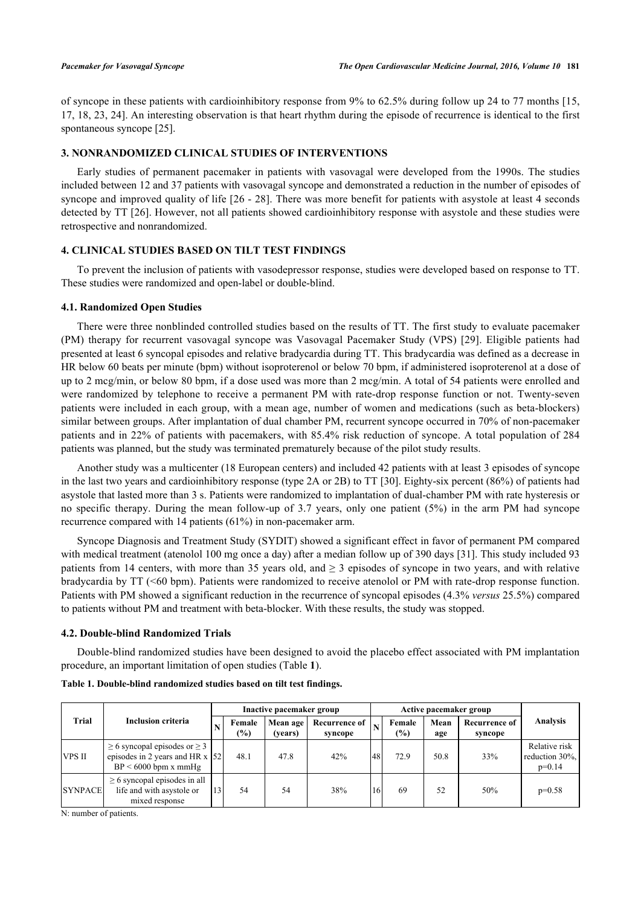of syncope in these patients with cardioinhibitory response from 9% to 62.5% during follow up 24 to 77 months [15, 17, 18, 23, 24]. An interesting observation is that heart rhythm during the episode of recurrence is identical to the first spontaneous syncope [25].

## 3. NONRANDOMIZED CLINICAL STUDIES OF INTERVENTIONS

Early studies of permanent pacemaker in patients with vasovagal were developed from the 1990s. The studies included between 12 and 37 patients with vasovagal syncope and demonstrated a reduction in the number of episodes of syncope and improved quality of life [26 - 28]. There was more benefit for patients with asystole at least 4 seconds detected by TT [26]. However, not all patients showed cardioinhibitory response with asystole and these studies were retrospective and nonrandomized.

## 4. CLINICAL STUDIES BASED ON TILT TEST FINDINGS

To prevent the inclusion of patients with vasodepressor response, studies were developed based on response to TT. These studies were randomized and open-label or double-blind.

### 4.1. Randomized Open Studies

There were three nonblinded controlled studies based on the results of TT. The first study to evaluate pacemaker (PM) therapy for recurrent vasovagal syncope was Vasovagal Pacemaker Study (VPS) [29]. Eligible patients had presented at least 6 syncopal episodes and relative bradycardia during TT. This bradycardia was defined as a decrease in HR below 60 beats per minute (bpm) without isoproterenol or below 70 bpm, if administered isoproterenol at a dose of up to 2 mcg/min, or below 80 bpm, if a dose used was more than 2 mcg/min. A total of 54 patients were enrolled and were randomized by telephone to receive a permanent PM with rate-drop response function or not. Twenty-seven patients were included in each group, with a mean age, number of women and medications (such as beta-blockers) similar between groups. After implantation of dual chamber PM, recurrent syncope occurred in 70% of non-pacemaker patients and in 22% of patients with pacemakers, with 85.4% risk reduction of syncope. A total population of 284 patients was planned, but the study was terminated prematurely because of the pilot study results.

Another study was a multicenter (18 European centers) and included 42 patients with at least 3 episodes of syncope in the last two years and cardioinhibitory response (type 2A or 2B) to TT [30]. Eighty-six percent (86%) of patients had asystole that lasted more than 3 s. Patients were randomized to implantation of dual-chamber PM with rate hysteresis or no specific therapy. During the mean follow-up of 3.7 years, only one patient (5%) in the arm PM had syncope recurrence compared with 14 patients (61%) in non-pacemaker arm.

Syncope Diagnosis and Treatment Study (SYDIT) showed a significant effect in favor of permanent PM compared with medical treatment (atenolol 100 mg once a day) after a median follow up of 390 days [31]. This study included 93 patients from 14 centers, with more than 35 years old, and ≥ 3 episodes of syncope in two years, and with relative bradycardia by TT (<60 bpm). Patients were randomized to receive atenolol or PM with rate-drop response function. Patients with PM showed a significant reduction in the recurrence of syncopal episodes (4.3% *versus* 25.5%) compared to patients without PM and treatment with beta-blocker. With these results, the study was stopped.

### 4.2. Double-blind Randomized Trials

Double-blind randomized studies have been designed to avoid the placebo effect associated with PM implantation procedure, an important limitation of open studies (Table **1**).

**Table 1. Double-blind randomized studies based on tilt test findings.**

| Trial | Inclusion criteria | Inactive pacemaker group | | | | Active pacemaker group | | | | Analysis |
|---|---|---|---|---|---|---|---|---|---|---|
| | | N | Female (%) | Mean age (years) | Recurrence of syncope | N | Female (%) | Mean age | Recurrence of syncope | |
| VPS II | ≥ 6 syncopal episodes or ≥ 3 episodes in 2 years and HR x BP < 6000 bpm x mmHg | 52 | 48.1 | 47.8 | 42% | 48 | 72.9 | 50.8 | 33% | Relative risk reduction 30%, p=0.14 |
| SYNPACE | ≥ 6 syncopal episodes in all life and with asystole or mixed response | 13 | 54 | 54 | 38% | 16 | 69 | 52 | 50% | p=0.58 |

N: number of patients.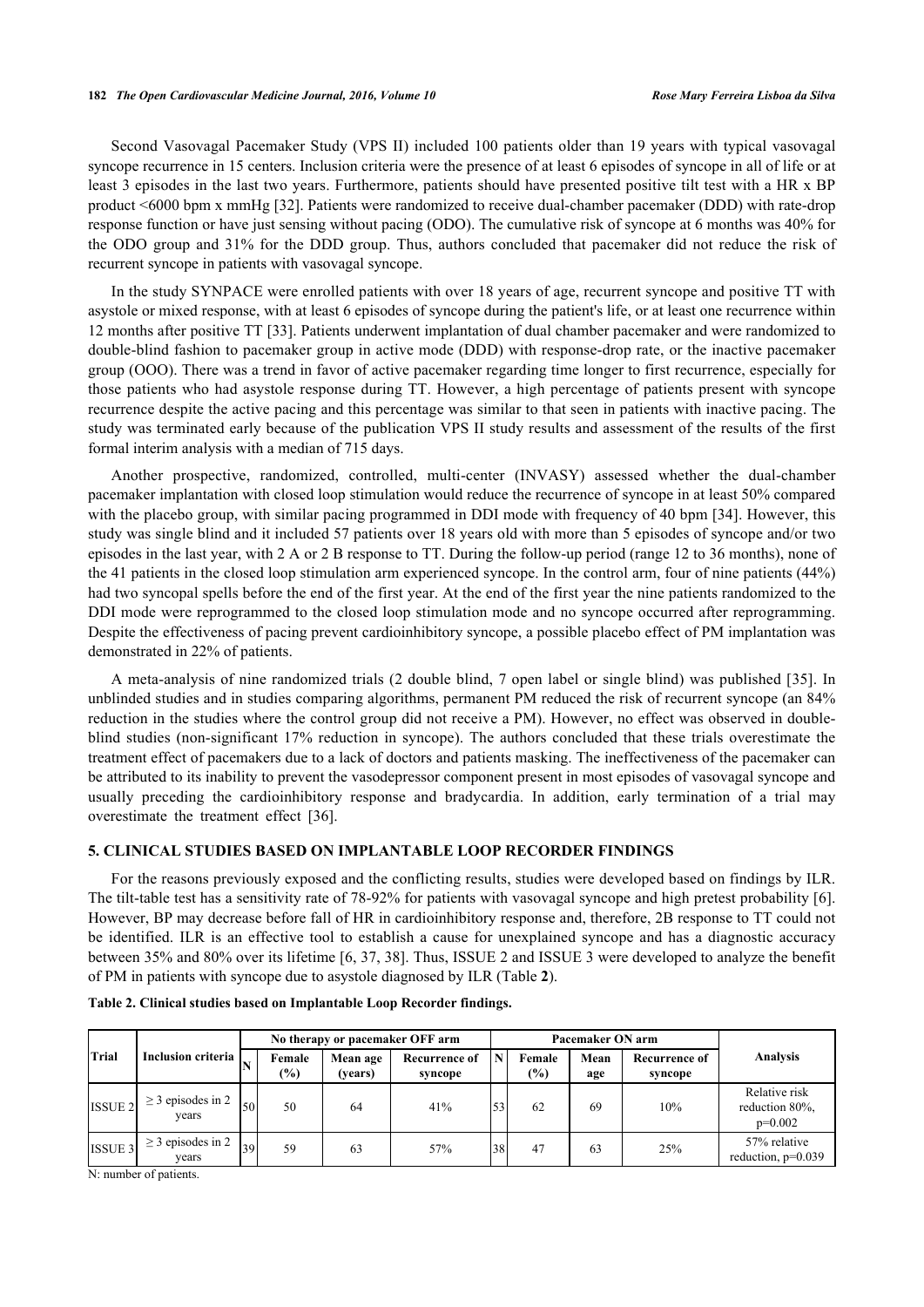Second Vasovagal Pacemaker Study (VPS II) included 100 patients older than 19 years with typical vasovagal syncope recurrence in 15 centers. Inclusion criteria were the presence of at least 6 episodes of syncope in all of life or at least 3 episodes in the last two years. Furthermore, patients should have presented positive tilt test with a HR x BP product <6000 bpm x mmHg [32]. Patients were randomized to receive dual-chamber pacemaker (DDD) with rate-drop response function or have just sensing without pacing (ODO). The cumulative risk of syncope at 6 months was 40% for the ODO group and 31% for the DDD group. Thus, authors concluded that pacemaker did not reduce the risk of recurrent syncope in patients with vasovagal syncope.

In the study SYNPACE were enrolled patients with over 18 years of age, recurrent syncope and positive TT with asystole or mixed response, with at least 6 episodes of syncope during the patient's life, or at least one recurrence within 12 months after positive TT [33]. Patients underwent implantation of dual chamber pacemaker and were randomized to double-blind fashion to pacemaker group in active mode (DDD) with response-drop rate, or the inactive pacemaker group (OOO). There was a trend in favor of active pacemaker regarding time longer to first recurrence, especially for those patients who had asystole response during TT. However, a high percentage of patients present with syncope recurrence despite the active pacing and this percentage was similar to that seen in patients with inactive pacing. The study was terminated early because of the publication VPS II study results and assessment of the results of the first formal interim analysis with a median of 715 days.

Another prospective, randomized, controlled, multi-center (INVASY) assessed whether the dual-chamber pacemaker implantation with closed loop stimulation would reduce the recurrence of syncope in at least 50% compared with the placebo group, with similar pacing programmed in DDI mode with frequency of 40 bpm [34]. However, this study was single blind and it included 57 patients over 18 years old with more than 5 episodes of syncope and/or two episodes in the last year, with 2 A or 2 B response to TT. During the follow-up period (range 12 to 36 months), none of the 41 patients in the closed loop stimulation arm experienced syncope. In the control arm, four of nine patients (44%) had two syncopal spells before the end of the first year. At the end of the first year the nine patients randomized to the DDI mode were reprogrammed to the closed loop stimulation mode and no syncope occurred after reprogramming. Despite the effectiveness of pacing prevent cardioinhibitory syncope, a possible placebo effect of PM implantation was demonstrated in 22% of patients.

A meta-analysis of nine randomized trials (2 double blind, 7 open label or single blind) was published [35]. In unblinded studies and in studies comparing algorithms, permanent PM reduced the risk of recurrent syncope (an 84% reduction in the studies where the control group did not receive a PM). However, no effect was observed in double-blind studies (non-significant 17% reduction in syncope). The authors concluded that these trials overestimate the treatment effect of pacemakers due to a lack of doctors and patients masking. The ineffectiveness of the pacemaker can be attributed to its inability to prevent the vasodepressor component present in most episodes of vasovagal syncope and usually preceding the cardioinhibitory response and bradycardia. In addition, early termination of a trial may overestimate the treatment effect [36].

## 5. CLINICAL STUDIES BASED ON IMPLANTABLE LOOP RECORDER FINDINGS

For the reasons previously exposed and the conflicting results, studies were developed based on findings by ILR. The tilt-table test has a sensitivity rate of 78-92% for patients with vasovagal syncope and high pretest probability [6]. However, BP may decrease before fall of HR in cardioinhibitory response and, therefore, 2B response to TT could not be identified. ILR is an effective tool to establish a cause for unexplained syncope and has a diagnostic accuracy between 35% and 80% over its lifetime [6, 37, 38]. Thus, ISSUE 2 and ISSUE 3 were developed to analyze the benefit of PM in patients with syncope due to asystole diagnosed by ILR (Table **2**).

**Table 2. Clinical studies based on Implantable Loop Recorder findings.**

| Trial | Inclusion criteria | No therapy or pacemaker OFF arm | | | | Pacemaker ON arm | | | | Analysis |
|---|---|---|---|---|---|---|---|---|---|---|
| | | N | Female (%) | Mean age (years) | Recurrence of syncope | N | Female (%) | Mean age | Recurrence of syncope | |
| ISSUE 2 | ≥ 3 episodes in 2 years | 50 | 50 | 64 | 41% | 53 | 62 | 69 | 10% | Relative risk reduction 80%, p=0.002 |
| ISSUE 3 | ≥ 3 episodes in 2 years | 39 | 59 | 63 | 57% | 38 | 47 | 63 | 25% | 57% relative reduction, p=0.039 |

N: number of patients.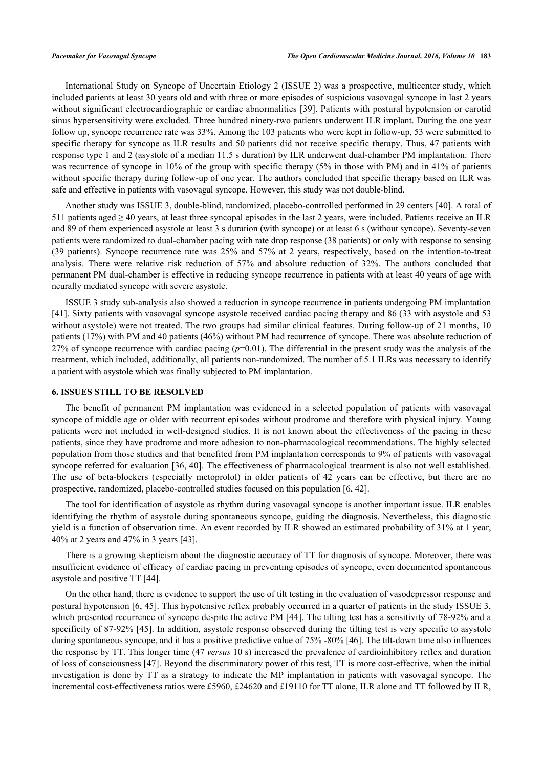International Study on Syncope of Uncertain Etiology 2 (ISSUE 2) was a prospective, multicenter study, which included patients at least 30 years old and with three or more episodes of suspicious vasovagal syncope in last 2 years without significant electrocardiographic or cardiac abnormalities [39]. Patients with postural hypotension or carotid sinus hypersensitivity were excluded. Three hundred ninety-two patients underwent ILR implant. During the one year follow up, syncope recurrence rate was 33%. Among the 103 patients who were kept in follow-up, 53 were submitted to specific therapy for syncope as ILR results and 50 patients did not receive specific therapy. Thus, 47 patients with response type 1 and 2 (asystole of a median 11.5 s duration) by ILR underwent dual-chamber PM implantation. There was recurrence of syncope in 10% of the group with specific therapy (5% in those with PM) and in 41% of patients without specific therapy during follow-up of one year. The authors concluded that specific therapy based on ILR was safe and effective in patients with vasovagal syncope. However, this study was not double-blind.

Another study was ISSUE 3, double-blind, randomized, placebo-controlled performed in 29 centers [40]. A total of 511 patients aged ≥ 40 years, at least three syncopal episodes in the last 2 years, were included. Patients receive an ILR and 89 of them experienced asystole at least 3 s duration (with syncope) or at least 6 s (without syncope). Seventy-seven patients were randomized to dual-chamber pacing with rate drop response (38 patients) or only with response to sensing (39 patients). Syncope recurrence rate was 25% and 57% at 2 years, respectively, based on the intention-to-treat analysis. There were relative risk reduction of 57% and absolute reduction of 32%. The authors concluded that permanent PM dual-chamber is effective in reducing syncope recurrence in patients with at least 40 years of age with neurally mediated syncope with severe asystole.

ISSUE 3 study sub-analysis also showed a reduction in syncope recurrence in patients undergoing PM implantation [41]. Sixty patients with vasovagal syncope asystole received cardiac pacing therapy and 86 (33 with asystole and 53 without asystole) were not treated. The two groups had similar clinical features. During follow-up of 21 months, 10 patients (17%) with PM and 40 patients (46%) without PM had recurrence of syncope. There was absolute reduction of 27% of syncope recurrence with cardiac pacing ($p$=0.01). The differential in the present study was the analysis of the treatment, which included, additionally, all patients non-randomized. The number of 5.1 ILRs was necessary to identify a patient with asystole which was finally subjected to PM implantation.

## 6. ISSUES STILL TO BE RESOLVED

The benefit of permanent PM implantation was evidenced in a selected population of patients with vasovagal syncope of middle age or older with recurrent episodes without prodrome and therefore with physical injury. Young patients were not included in well-designed studies. It is not known about the effectiveness of the pacing in these patients, since they have prodrome and more adhesion to non-pharmacological recommendations. The highly selected population from those studies and that benefited from PM implantation corresponds to 9% of patients with vasovagal syncope referred for evaluation [36, 40]. The effectiveness of pharmacological treatment is also not well established. The use of beta-blockers (especially metoprolol) in older patients of 42 years can be effective, but there are no prospective, randomized, placebo-controlled studies focused on this population [6, 42].

The tool for identification of asystole as rhythm during vasovagal syncope is another important issue. ILR enables identifying the rhythm of asystole during spontaneous syncope, guiding the diagnosis. Nevertheless, this diagnostic yield is a function of observation time. An event recorded by ILR showed an estimated probability of 31% at 1 year, 40% at 2 years and 47% in 3 years [43].

There is a growing skepticism about the diagnostic accuracy of TT for diagnosis of syncope. Moreover, there was insufficient evidence of efficacy of cardiac pacing in preventing episodes of syncope, even documented spontaneous asystole and positive TT [44].

On the other hand, there is evidence to support the use of tilt testing in the evaluation of vasodepressor response and postural hypotension [6, 45]. This hypotensive reflex probably occurred in a quarter of patients in the study ISSUE 3, which presented recurrence of syncope despite the active PM [44]. The tilting test has a sensitivity of 78-92% and a specificity of 87-92% [45]. In addition, asystole response observed during the tilting test is very specific to asystole during spontaneous syncope, and it has a positive predictive value of 75% -80% [46]. The tilt-down time also influences the response by TT. This longer time (47 *versus* 10 s) increased the prevalence of cardioinhibitory reflex and duration of loss of consciousness [47]. Beyond the discriminatory power of this test, TT is more cost-effective, when the initial investigation is done by TT as a strategy to indicate the MP implantation in patients with vasovagal syncope. The incremental cost-effectiveness ratios were £5960, £24620 and £19110 for TT alone, ILR alone and TT followed by ILR,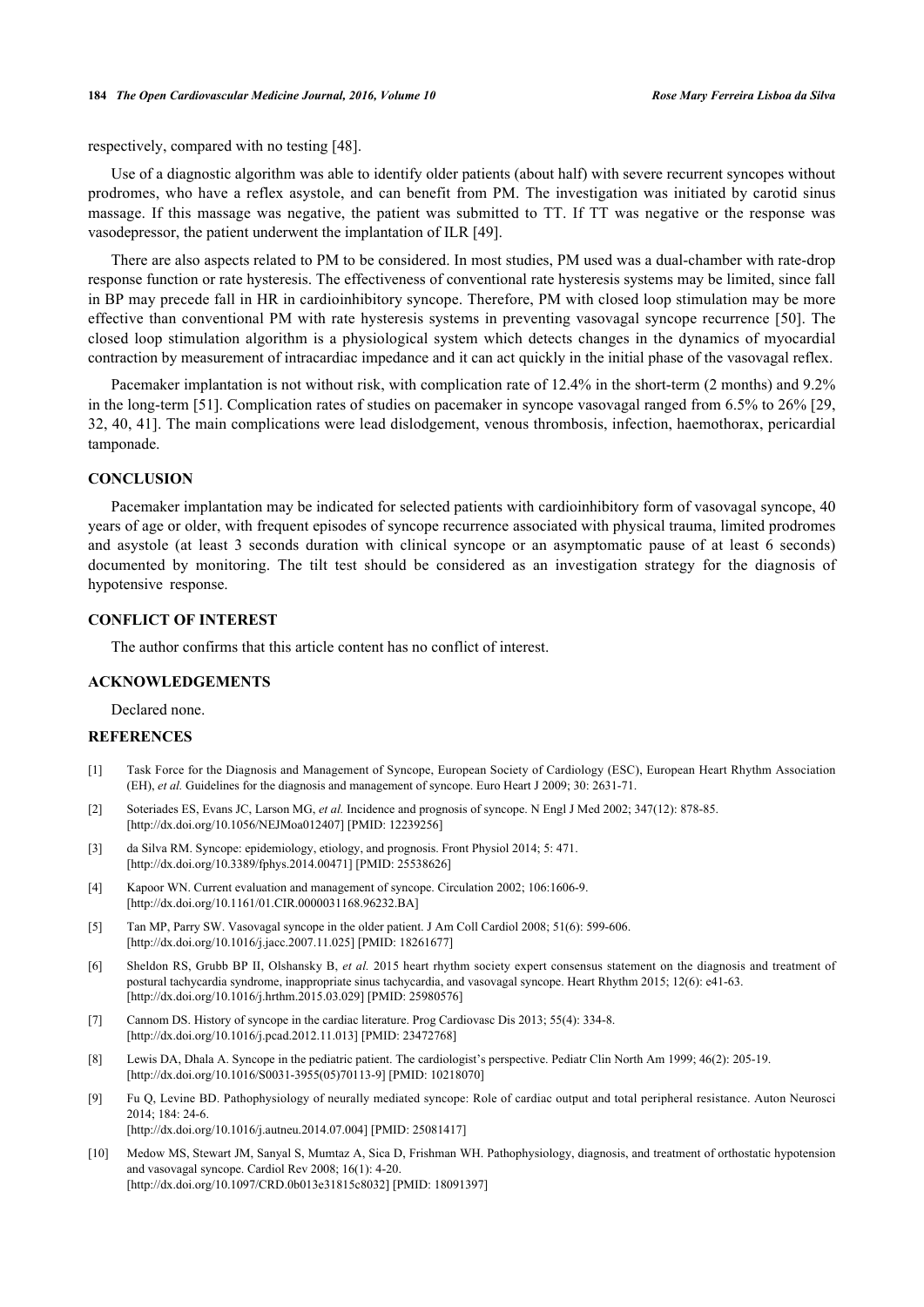respectively, compared with no testing [48].

Use of a diagnostic algorithm was able to identify older patients (about half) with severe recurrent syncopes without prodromes, who have a reflex asystole, and can benefit from PM. The investigation was initiated by carotid sinus massage. If this massage was negative, the patient was submitted to TT. If TT was negative or the response was vasodepressor, the patient underwent the implantation of ILR [49].

There are also aspects related to PM to be considered. In most studies, PM used was a dual-chamber with rate-drop response function or rate hysteresis. The effectiveness of conventional rate hysteresis systems may be limited, since fall in BP may precede fall in HR in cardioinhibitory syncope. Therefore, PM with closed loop stimulation may be more effective than conventional PM with rate hysteresis systems in preventing vasovagal syncope recurrence [50]. The closed loop stimulation algorithm is a physiological system which detects changes in the dynamics of myocardial contraction by measurement of intracardiac impedance and it can act quickly in the initial phase of the vasovagal reflex.

Pacemaker implantation is not without risk, with complication rate of 12.4% in the short-term (2 months) and 9.2% in the long-term [51]. Complication rates of studies on pacemaker in syncope vasovagal ranged from 6.5% to 26% [29, 32, 40, 41]. The main complications were lead dislodgement, venous thrombosis, infection, haemothorax, pericardial tamponade.

## CONCLUSION

Pacemaker implantation may be indicated for selected patients with cardioinhibitory form of vasovagal syncope, 40 years of age or older, with frequent episodes of syncope recurrence associated with physical trauma, limited prodromes and asystole (at least 3 seconds duration with clinical syncope or an asymptomatic pause of at least 6 seconds) documented by monitoring. The tilt test should be considered as an investigation strategy for the diagnosis of hypotensive response.

## CONFLICT OF INTEREST

The author confirms that this article content has no conflict of interest.

## ACKNOWLEDGEMENTS

Declared none.

## REFERENCES

- [1] Task Force for the Diagnosis and Management of Syncope, European Society of Cardiology (ESC), European Heart Rhythm Association (EH), *et al.* Guidelines for the diagnosis and management of syncope. Euro Heart J 2009; 30: 2631-71.
- [2] Soteriades ES, Evans JC, Larson MG, *et al.* Incidence and prognosis of syncope. N Engl J Med 2002; 347(12): 878-85. [http://dx.doi.org/10.1056/NEJMoa012407] [PMID: 12239256]
- [3] da Silva RM. Syncope: epidemiology, etiology, and prognosis. Front Physiol 2014; 5: 471. [http://dx.doi.org/10.3389/fphys.2014.00471] [PMID: 25538626]
- [4] Kapoor WN. Current evaluation and management of syncope. Circulation 2002; 106:1606-9. [http://dx.doi.org/10.1161/01.CIR.0000031168.96232.BA]
- [5] Tan MP, Parry SW. Vasovagal syncope in the older patient. J Am Coll Cardiol 2008; 51(6): 599-606. [http://dx.doi.org/10.1016/j.jacc.2007.11.025] [PMID: 18261677]
- [6] Sheldon RS, Grubb BP II, Olshansky B, *et al.* 2015 heart rhythm society expert consensus statement on the diagnosis and treatment of postural tachycardia syndrome, inappropriate sinus tachycardia, and vasovagal syncope. Heart Rhythm 2015; 12(6): e41-63. [http://dx.doi.org/10.1016/j.hrthm.2015.03.029] [PMID: 25980576]
- [7] Cannom DS. History of syncope in the cardiac literature. Prog Cardiovasc Dis 2013; 55(4): 334-8. [http://dx.doi.org/10.1016/j.pcad.2012.11.013] [PMID: 23472768]
- [8] Lewis DA, Dhala A. Syncope in the pediatric patient. The cardiologist's perspective. Pediatr Clin North Am 1999; 46(2): 205-19. [http://dx.doi.org/10.1016/S0031-3955(05)70113-9] [PMID: 10218070]
- [9] Fu Q, Levine BD. Pathophysiology of neurally mediated syncope: Role of cardiac output and total peripheral resistance. Auton Neurosci 2014; 184: 24-6. [http://dx.doi.org/10.1016/j.autneu.2014.07.004] [PMID: 25081417]
- [10] Medow MS, Stewart JM, Sanyal S, Mumtaz A, Sica D, Frishman WH. Pathophysiology, diagnosis, and treatment of orthostatic hypotension and vasovagal syncope. Cardiol Rev 2008; 16(1): 4-20. [http://dx.doi.org/10.1097/CRD.0b013e31815c8032] [PMID: 18091397]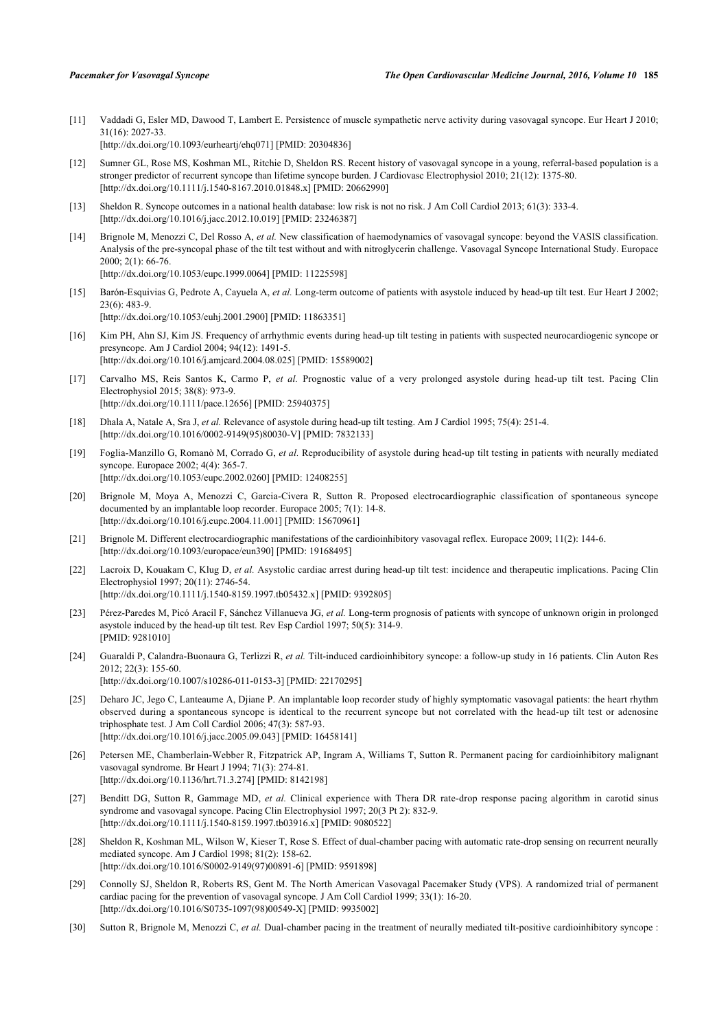[11] Vaddadi G, Esler MD, Dawood T, Lambert E. Persistence of muscle sympathetic nerve activity during vasovagal syncope. Eur Heart J 2010; 31(16): 2027-33.
[http://dx.doi.org/10.1093/eurheartj/ehq071] [PMID: 20304836]

[12] Sumner GL, Rose MS, Koshman ML, Ritchie D, Sheldon RS. Recent history of vasovagal syncope in a young, referral-based population is a stronger predictor of recurrent syncope than lifetime syncope burden. J Cardiovasc Electrophysiol 2010; 21(12): 1375-80.
[http://dx.doi.org/10.1111/j.1540-8167.2010.01848.x] [PMID: 20662990]

[13] Sheldon R. Syncope outcomes in a national health database: low risk is not no risk. J Am Coll Cardiol 2013; 61(3): 333-4.
[http://dx.doi.org/10.1016/j.jacc.2012.10.019] [PMID: 23246387]

[14] Brignole M, Menozzi C, Del Rosso A, *et al.* New classification of haemodynamics of vasovagal syncope: beyond the VASIS classification. Analysis of the pre-syncopal phase of the tilt test without and with nitroglycerin challenge. Vasovagal Syncope International Study. Europace 2000; 2(1): 66-76.
[http://dx.doi.org/10.1053/eupc.1999.0064] [PMID: 11225598]

[15] Barón-Esquivias G, Pedrote A, Cayuela A, *et al.* Long-term outcome of patients with asystole induced by head-up tilt test. Eur Heart J 2002; 23(6): 483-9.
[http://dx.doi.org/10.1053/euhj.2001.2900] [PMID: 11863351]

[16] Kim PH, Ahn SJ, Kim JS. Frequency of arrhythmic events during head-up tilt testing in patients with suspected neurocardiogenic syncope or presyncope. Am J Cardiol 2004; 94(12): 1491-5.
[http://dx.doi.org/10.1016/j.amjcard.2004.08.025] [PMID: 15589002]

[17] Carvalho MS, Reis Santos K, Carmo P, *et al.* Prognostic value of a very prolonged asystole during head-up tilt test. Pacing Clin Electrophysiol 2015; 38(8): 973-9.
[http://dx.doi.org/10.1111/pace.12656] [PMID: 25940375]

[18] Dhala A, Natale A, Sra J, *et al.* Relevance of asystole during head-up tilt testing. Am J Cardiol 1995; 75(4): 251-4.
[http://dx.doi.org/10.1016/0002-9149(95)80030-V] [PMID: 7832133]

[19] Foglia-Manzillo G, Romanò M, Corrado G, *et al.* Reproducibility of asystole during head-up tilt testing in patients with neurally mediated syncope. Europace 2002; 4(4): 365-7.
[http://dx.doi.org/10.1053/eupc.2002.0260] [PMID: 12408255]

[20] Brignole M, Moya A, Menozzi C, Garcia-Civera R, Sutton R. Proposed electrocardiographic classification of spontaneous syncope documented by an implantable loop recorder. Europace 2005; 7(1): 14-8.
[http://dx.doi.org/10.1016/j.eupc.2004.11.001] [PMID: 15670961]

[21] Brignole M. Different electrocardiographic manifestations of the cardioinhibitory vasovagal reflex. Europace 2009; 11(2): 144-6.
[http://dx.doi.org/10.1093/europace/eun390] [PMID: 19168495]

[22] Lacroix D, Kouakam C, Klug D, *et al.* Asystolic cardiac arrest during head-up tilt test: incidence and therapeutic implications. Pacing Clin Electrophysiol 1997; 20(11): 2746-54.
[http://dx.doi.org/10.1111/j.1540-8159.1997.tb05432.x] [PMID: 9392805]

[23] Pérez-Paredes M, Picó Aracil F, Sánchez Villanueva JG, *et al.* Long-term prognosis of patients with syncope of unknown origin in prolonged asystole induced by the head-up tilt test. Rev Esp Cardiol 1997; 50(5): 314-9.
[PMID: 9281010]

[24] Guaraldi P, Calandra-Buonaura G, Terlizzi R, *et al.* Tilt-induced cardioinhibitory syncope: a follow-up study in 16 patients. Clin Auton Res 2012; 22(3): 155-60.
[http://dx.doi.org/10.1007/s10286-011-0153-3] [PMID: 22170295]

[25] Deharo JC, Jego C, Lanteaume A, Djiane P. An implantable loop recorder study of highly symptomatic vasovagal patients: the heart rhythm observed during a spontaneous syncope is identical to the recurrent syncope but not correlated with the head-up tilt test or adenosine triphosphate test. J Am Coll Cardiol 2006; 47(3): 587-93.
[http://dx.doi.org/10.1016/j.jacc.2005.09.043] [PMID: 16458141]

[26] Petersen ME, Chamberlain-Webber R, Fitzpatrick AP, Ingram A, Williams T, Sutton R. Permanent pacing for cardioinhibitory malignant vasovagal syndrome. Br Heart J 1994; 71(3): 274-81.
[http://dx.doi.org/10.1136/hrt.71.3.274] [PMID: 8142198]

[27] Benditt DG, Sutton R, Gammage MD, *et al.* Clinical experience with Thera DR rate-drop response pacing algorithm in carotid sinus syndrome and vasovagal syncope. Pacing Clin Electrophysiol 1997; 20(3 Pt 2): 832-9.
[http://dx.doi.org/10.1111/j.1540-8159.1997.tb03916.x] [PMID: 9080522]

[28] Sheldon R, Koshman ML, Wilson W, Kieser T, Rose S. Effect of dual-chamber pacing with automatic rate-drop sensing on recurrent neurally mediated syncope. Am J Cardiol 1998; 81(2): 158-62.
[http://dx.doi.org/10.1016/S0002-9149(97)00891-6] [PMID: 9591898]

[29] Connolly SJ, Sheldon R, Roberts RS, Gent M. The North American Vasovagal Pacemaker Study (VPS). A randomized trial of permanent cardiac pacing for the prevention of vasovagal syncope. J Am Coll Cardiol 1999; 33(1): 16-20.
[http://dx.doi.org/10.1016/S0735-1097(98)00549-X] [PMID: 9935002]

[30] Sutton R, Brignole M, Menozzi C, *et al.* Dual-chamber pacing in the treatment of neurally mediated tilt-positive cardioinhibitory syncope :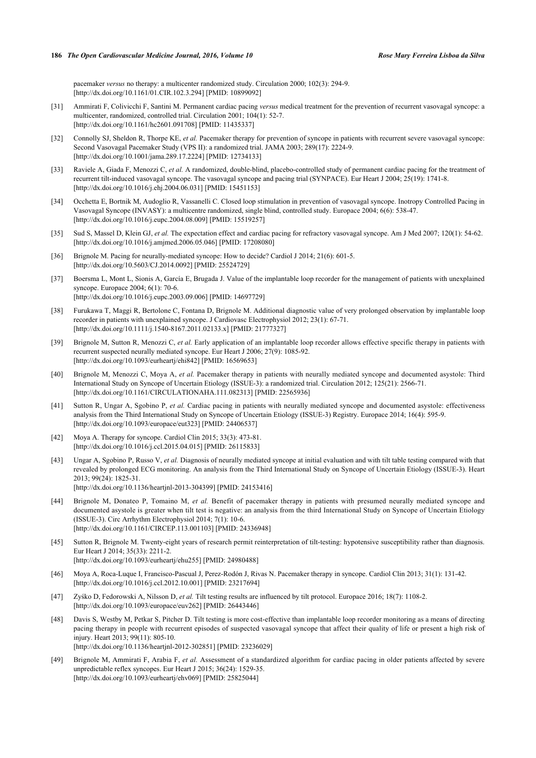pacemaker *versus* no therapy: a multicenter randomized study. Circulation 2000; 102(3): 294-9.
[http://dx.doi.org/10.1161/01.CIR.102.3.294] [PMID: 10899092]

[31] Ammirati F, Colivicchi F, Santini M. Permanent cardiac pacing *versus* medical treatment for the prevention of recurrent vasovagal syncope: a multicenter, randomized, controlled trial. Circulation 2001; 104(1): 52-7.
[http://dx.doi.org/10.1161/hc2601.091708] [PMID: 11435337]

[32] Connolly SJ, Sheldon R, Thorpe KE, *et al.* Pacemaker therapy for prevention of syncope in patients with recurrent severe vasovagal syncope: Second Vasovagal Pacemaker Study (VPS II): a randomized trial. JAMA 2003; 289(17): 2224-9.
[http://dx.doi.org/10.1001/jama.289.17.2224] [PMID: 12734133]

[33] Raviele A, Giada F, Menozzi C, *et al.* A randomized, double-blind, placebo-controlled study of permanent cardiac pacing for the treatment of recurrent tilt-induced vasovagal syncope. The vasovagal syncope and pacing trial (SYNPACE). Eur Heart J 2004; 25(19): 1741-8.
[http://dx.doi.org/10.1016/j.ehj.2004.06.031] [PMID: 15451153]

[34] Occhetta E, Bortnik M, Audoglio R, Vassanelli C. Closed loop stimulation in prevention of vasovagal syncope. Inotropy Controlled Pacing in Vasovagal Syncope (INVASY): a multicentre randomized, single blind, controlled study. Europace 2004; 6(6): 538-47.
[http://dx.doi.org/10.1016/j.eupc.2004.08.009] [PMID: 15519257]

[35] Sud S, Massel D, Klein GJ, *et al.* The expectation effect and cardiac pacing for refractory vasovagal syncope. Am J Med 2007; 120(1): 54-62.
[http://dx.doi.org/10.1016/j.amjmed.2006.05.046] [PMID: 17208080]

[36] Brignole M. Pacing for neurally-mediated syncope: How to decide? Cardiol J 2014; 21(6): 601-5.
[http://dx.doi.org/10.5603/CJ.2014.0092] [PMID: 25524729]

[37] Boersma L, Mont L, Sionis A, García E, Brugada J. Value of the implantable loop recorder for the management of patients with unexplained syncope. Europace 2004; 6(1): 70-6.
[http://dx.doi.org/10.1016/j.eupc.2003.09.006] [PMID: 14697729]

[38] Furukawa T, Maggi R, Bertolone C, Fontana D, Brignole M. Additional diagnostic value of very prolonged observation by implantable loop recorder in patients with unexplained syncope. J Cardiovasc Electrophysiol 2012; 23(1): 67-71.
[http://dx.doi.org/10.1111/j.1540-8167.2011.02133.x] [PMID: 21777327]

[39] Brignole M, Sutton R, Menozzi C, *et al.* Early application of an implantable loop recorder allows effective specific therapy in patients with recurrent suspected neurally mediated syncope. Eur Heart J 2006; 27(9): 1085-92.
[http://dx.doi.org/10.1093/eurheartj/ehi842] [PMID: 16569653]

[40] Brignole M, Menozzi C, Moya A, *et al.* Pacemaker therapy in patients with neurally mediated syncope and documented asystole: Third International Study on Syncope of Uncertain Etiology (ISSUE-3): a randomized trial. Circulation 2012; 125(21): 2566-71.
[http://dx.doi.org/10.1161/CIRCULATIONAHA.111.082313] [PMID: 22565936]

[41] Sutton R, Ungar A, Sgobino P, *et al.* Cardiac pacing in patients with neurally mediated syncope and documented asystole: effectiveness analysis from the Third International Study on Syncope of Uncertain Etiology (ISSUE-3) Registry. Europace 2014; 16(4): 595-9.
[http://dx.doi.org/10.1093/europace/eut323] [PMID: 24406537]

[42] Moya A. Therapy for syncope. Cardiol Clin 2015; 33(3): 473-81.
[http://dx.doi.org/10.1016/j.ccl.2015.04.015] [PMID: 26115833]

[43] Ungar A, Sgobino P, Russo V, *et al.* Diagnosis of neurally mediated syncope at initial evaluation and with tilt table testing compared with that revealed by prolonged ECG monitoring. An analysis from the Third International Study on Syncope of Uncertain Etiology (ISSUE-3). Heart 2013; 99(24): 1825-31.
[http://dx.doi.org/10.1136/heartjnl-2013-304399] [PMID: 24153416]

[44] Brignole M, Donateo P, Tomaino M, *et al.* Benefit of pacemaker therapy in patients with presumed neurally mediated syncope and documented asystole is greater when tilt test is negative: an analysis from the third International Study on Syncope of Uncertain Etiology (ISSUE-3). Circ Arrhythm Electrophysiol 2014; 7(1): 10-6.
[http://dx.doi.org/10.1161/CIRCEP.113.001103] [PMID: 24336948]

[45] Sutton R, Brignole M. Twenty-eight years of research permit reinterpretation of tilt-testing: hypotensive susceptibility rather than diagnosis. Eur Heart J 2014; 35(33): 2211-2.
[http://dx.doi.org/10.1093/eurheartj/ehu255] [PMID: 24980488]

[46] Moya A, Roca-Luque I, Francisco-Pascual J, Perez-Rodón J, Rivas N. Pacemaker therapy in syncope. Cardiol Clin 2013; 31(1): 131-42.
[http://dx.doi.org/10.1016/j.ccl.2012.10.001] [PMID: 23217694]

[47] Zyśko D, Fedorowski A, Nilsson D, *et al.* Tilt testing results are influenced by tilt protocol. Europace 2016; 18(7): 1108-2.
[http://dx.doi.org/10.1093/europace/euv262] [PMID: 26443446]

[48] Davis S, Westby M, Petkar S, Pitcher D. Tilt testing is more cost-effective than implantable loop recorder monitoring as a means of directing pacing therapy in people with recurrent episodes of suspected vasovagal syncope that affect their quality of life or present a high risk of injury. Heart 2013; 99(11): 805-10.
[http://dx.doi.org/10.1136/heartjnl-2012-302851] [PMID: 23236029]

[49] Brignole M, Ammirati F, Arabia F, *et al.* Assessment of a standardized algorithm for cardiac pacing in older patients affected by severe unpredictable reflex syncopes. Eur Heart J 2015; 36(24): 1529-35.
[http://dx.doi.org/10.1093/eurheartj/ehv069] [PMID: 25825044]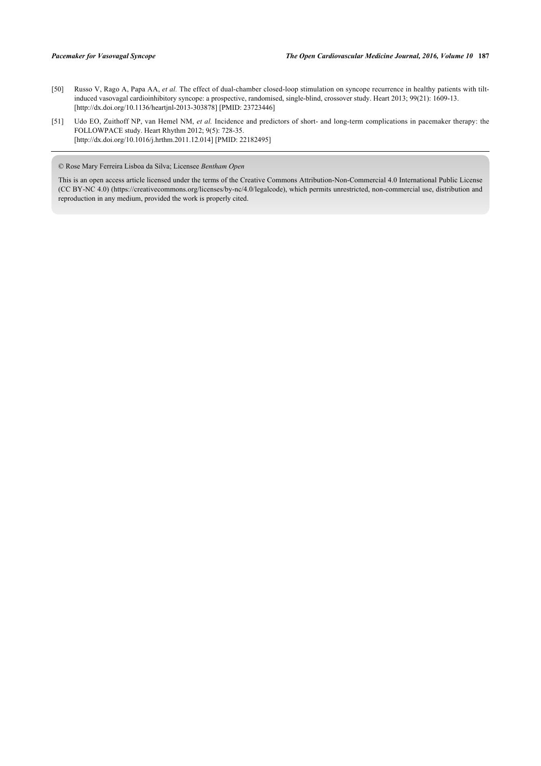[50] Russo V, Rago A, Papa AA, *et al.* The effect of dual-chamber closed-loop stimulation on syncope recurrence in healthy patients with tilt-induced vasovagal cardioinhibitory syncope: a prospective, randomised, single-blind, crossover study. Heart 2013; 99(21): 1609-13. [http://dx.doi.org/10.1136/heartjnl-2013-303878] [PMID: 23723446]

[51] Udo EO, Zuithoff NP, van Hemel NM, *et al.* Incidence and predictors of short- and long-term complications in pacemaker therapy: the FOLLOWPACE study. Heart Rhythm 2012; 9(5): 728-35. [http://dx.doi.org/10.1016/j.hrthm.2011.12.014] [PMID: 22182495]

© Rose Mary Ferreira Lisboa da Silva; Licensee *Bentham Open*

This is an open access article licensed under the terms of the Creative Commons Attribution-Non-Commercial 4.0 International Public License (CC BY-NC 4.0) (https://creativecommons.org/licenses/by-nc/4.0/legalcode), which permits unrestricted, non-commercial use, distribution and reproduction in any medium, provided the work is properly cited.